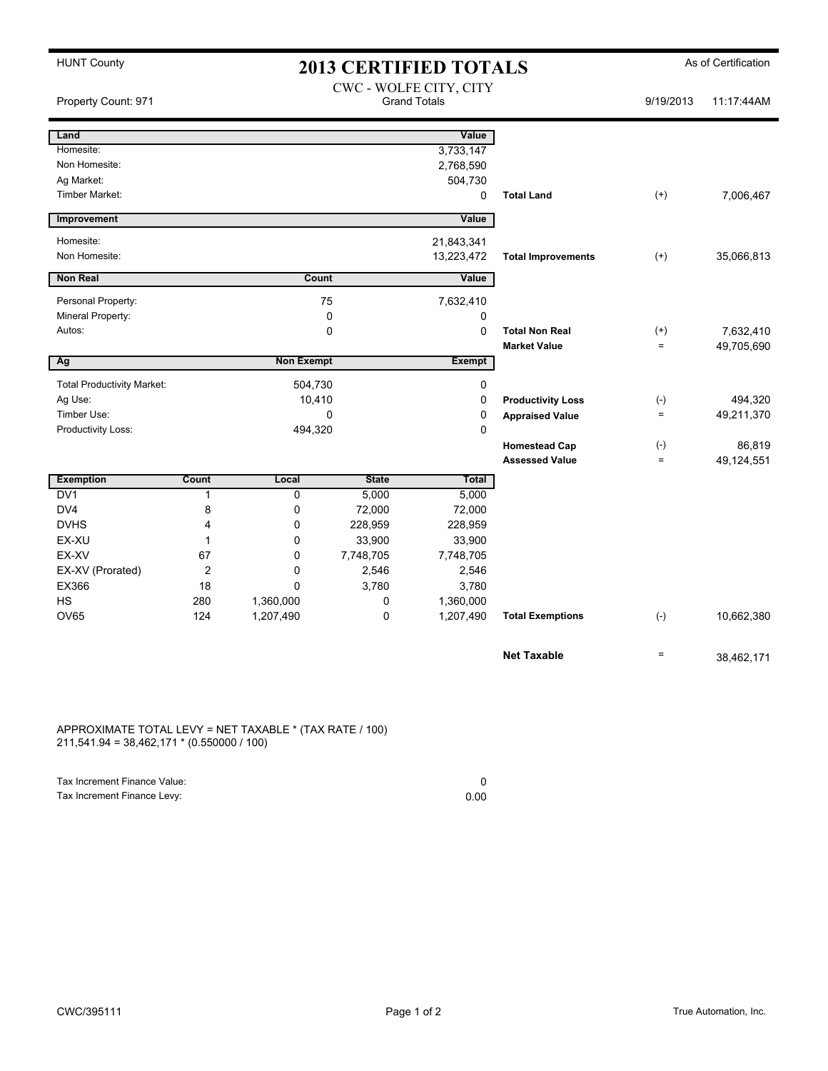HUNT County

# 2013 CERTIFIED TOTALS

As of Certification

Property Count: 971

CWC - WOLFE CITY, CITY
Grand Totals

9/19/2013 11:17:44AM

| Land | Value | | | |
|---|---|---|---|---|
| Homesite: | 3,733,147 | | | |
| Non Homesite: | 2,768,590 | | | |
| Ag Market: | 504,730 | | | |
| Timber Market: | 0 | **Total Land** | (+) | 7,006,467 |

| Improvement | Value | | | |
|---|---|---|---|---|
| Homesite: | 21,843,341 | | | |
| Non Homesite: | 13,223,472 | **Total Improvements** | (+) | 35,066,813 |

| Non Real | Count | Value | | | |
|---|---|---|---|---|---|
| Personal Property: | 75 | 7,632,410 | | | |
| Mineral Property: | 0 | 0 | | | |
| Autos: | 0 | 0 | **Total Non Real** | (+) | 7,632,410 |
| | | | **Market Value** | = | 49,705,690 |

| Ag | Non Exempt | Exempt | | | |
|---|---|---|---|---|---|
| Total Productivity Market: | 504,730 | 0 | | | |
| Ag Use: | 10,410 | 0 | **Productivity Loss** | (-) | 494,320 |
| Timber Use: | 0 | 0 | **Appraised Value** | = | 49,211,370 |
| Productivity Loss: | 494,320 | 0 | | | |
| | | | **Homestead Cap** | (-) | 86,819 |
| | | | **Assessed Value** | = | 49,124,551 |

| Exemption | Count | Local | State | Total | | | |
|---|---|---|---|---|---|---|---|
| DV1 | 1 | 0 | 5,000 | 5,000 | | | |
| DV4 | 8 | 0 | 72,000 | 72,000 | | | |
| DVHS | 4 | 0 | 228,959 | 228,959 | | | |
| EX-XU | 1 | 0 | 33,900 | 33,900 | | | |
| EX-XV | 67 | 0 | 7,748,705 | 7,748,705 | | | |
| EX-XV (Prorated) | 2 | 0 | 2,546 | 2,546 | | | |
| EX366 | 18 | 0 | 3,780 | 3,780 | | | |
| HS | 280 | 1,360,000 | 0 | 1,360,000 | | | |
| OV65 | 124 | 1,207,490 | 0 | 1,207,490 | **Total Exemptions** | (-) | 10,662,380 |

**Net Taxable** = 38,462,171

APPROXIMATE TOTAL LEVY = NET TAXABLE * (TAX RATE / 100)
211,541.94 = 38,462,171 * (0.550000 / 100)

| | |
|---|---|
| Tax Increment Finance Value: | 0 |
| Tax Increment Finance Levy: | 0.00 |

CWC/395111

True Automation, Inc.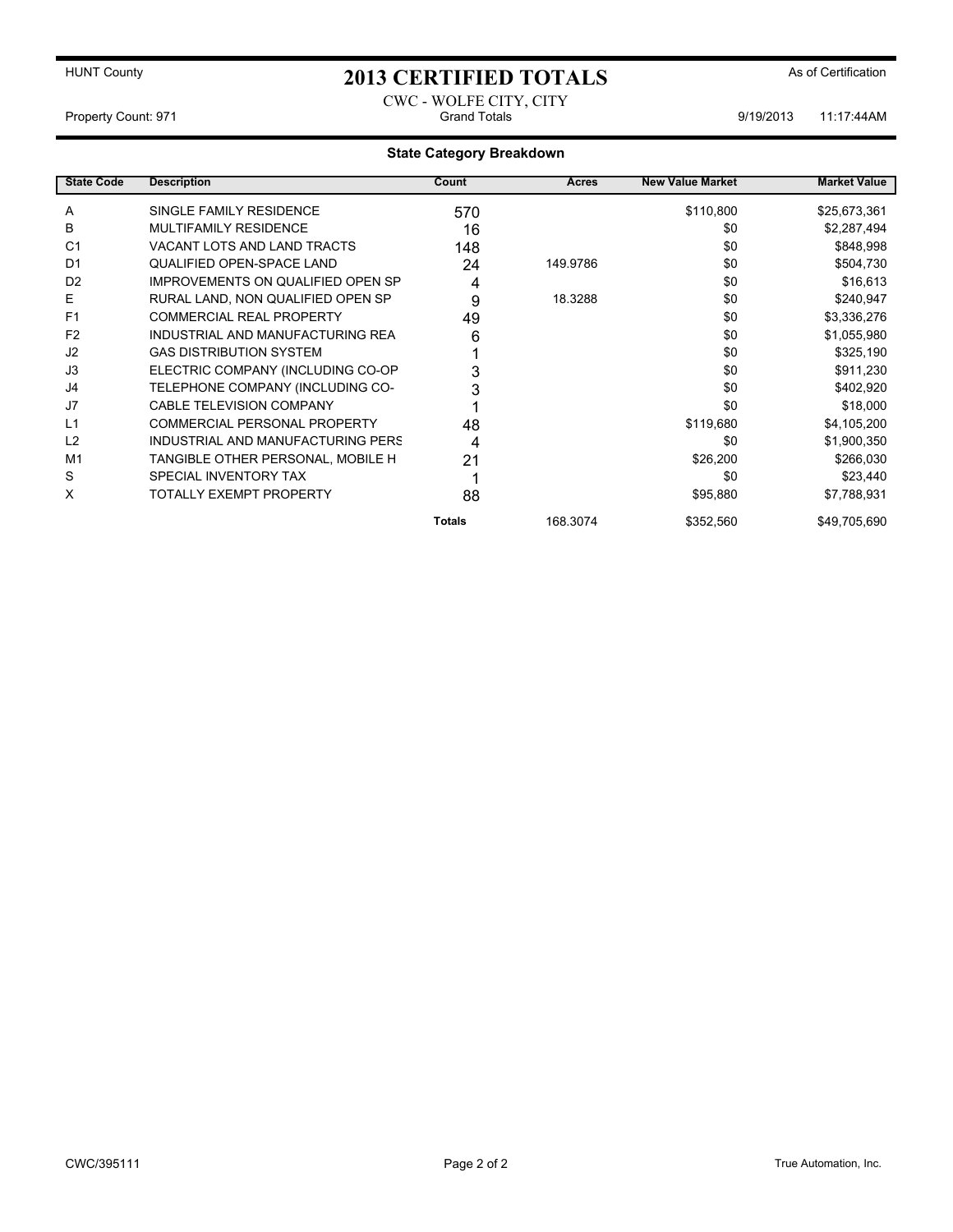HUNT County

# 2013 CERTIFIED TOTALS

As of Certification

CWC - WOLFE CITY, CITY
Grand Totals

Property Count: 971

9/19/2013 11:17:44AM

## State Category Breakdown

| State Code | Description | Count | Acres | New Value Market | Market Value |
|---|---|---|---|---|---|
| A | SINGLE FAMILY RESIDENCE | 570 | | $110,800 | $25,673,361 |
| B | MULTIFAMILY RESIDENCE | 16 | | $0 | $2,287,494 |
| C1 | VACANT LOTS AND LAND TRACTS | 148 | | $0 | $848,998 |
| D1 | QUALIFIED OPEN-SPACE LAND | 24 | 149.9786 | $0 | $504,730 |
| D2 | IMPROVEMENTS ON QUALIFIED OPEN SP | 4 | | $0 | $16,613 |
| E | RURAL LAND, NON QUALIFIED OPEN SP | 9 | 18.3288 | $0 | $240,947 |
| F1 | COMMERCIAL REAL PROPERTY | 49 | | $0 | $3,336,276 |
| F2 | INDUSTRIAL AND MANUFACTURING REA | 6 | | $0 | $1,055,980 |
| J2 | GAS DISTRIBUTION SYSTEM | 1 | | $0 | $325,190 |
| J3 | ELECTRIC COMPANY (INCLUDING CO-OP | 3 | | $0 | $911,230 |
| J4 | TELEPHONE COMPANY (INCLUDING CO- | 3 | | $0 | $402,920 |
| J7 | CABLE TELEVISION COMPANY | 1 | | $0 | $18,000 |
| L1 | COMMERCIAL PERSONAL PROPERTY | 48 | | $119,680 | $4,105,200 |
| L2 | INDUSTRIAL AND MANUFACTURING PERS | 4 | | $0 | $1,900,350 |
| M1 | TANGIBLE OTHER PERSONAL, MOBILE H | 21 | | $26,200 | $266,030 |
| S | SPECIAL INVENTORY TAX | 1 | | $0 | $23,440 |
| X | TOTALLY EXEMPT PROPERTY | 88 | | $95,880 | $7,788,931 |
| | | **Totals** | 168.3074 | $352,560 | $49,705,690 |

CWC/395111

True Automation, Inc.